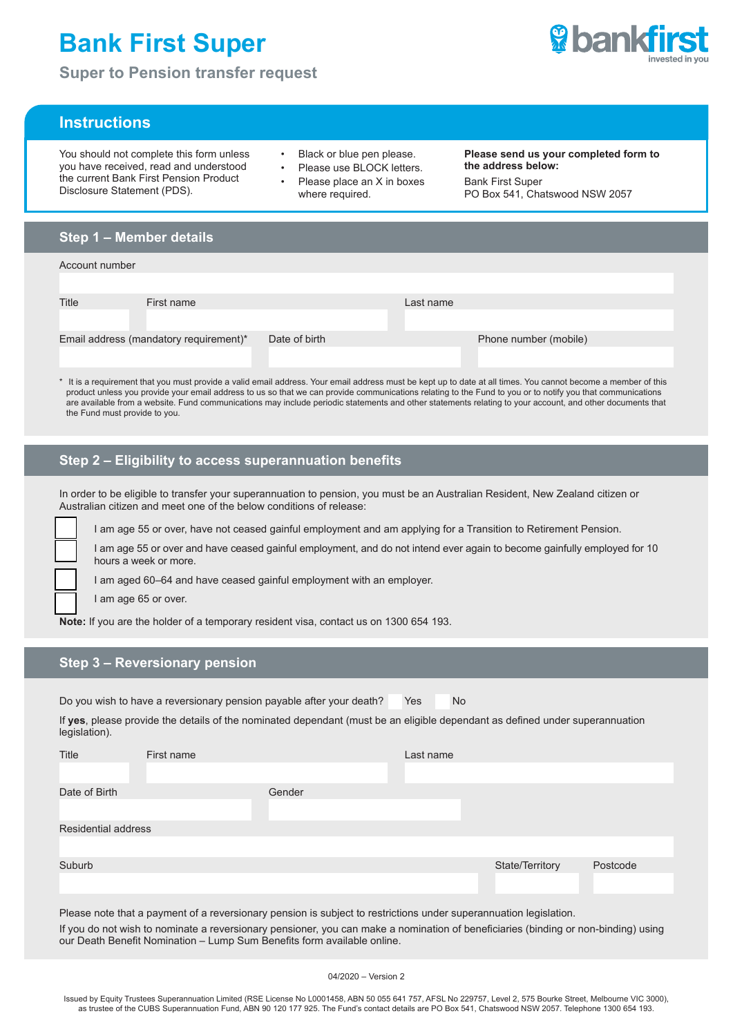# Bank First Super

## Super to Pension transfer request

## Instructions

You should not complete this form unless you have received, read and understood the current Bank First Pension Product Disclosure Statement (PDS).

- Black or blue pen please.
- Please use BLOCK letters.
- Please place an X in boxes where required.

**Please send us your completed form to the address below:**

Bank First Super
PO Box 541, Chatswood NSW 2057

## Step 1 – Member details

Account number

Title | First name | Last name

Email address (mandatory requirement)* | Date of birth | Phone number (mobile)

\* It is a requirement that you must provide a valid email address. Your email address must be kept up to date at all times. You cannot become a member of this product unless you provide your email address to us so that we can provide communications relating to the Fund to you or to notify you that communications are available from a website. Fund communications may include periodic statements and other statements relating to your account, and other documents that the Fund must provide to you.

## Step 2 – Eligibility to access superannuation benefits

In order to be eligible to transfer your superannuation to pension, you must be an Australian Resident, New Zealand citizen or Australian citizen and meet one of the below conditions of release:

- ☐ I am age 55 or over, have not ceased gainful employment and am applying for a Transition to Retirement Pension.
- ☐ I am age 55 or over and have ceased gainful employment, and do not intend ever again to become gainfully employed for 10 hours a week or more.
- ☐ I am aged 60–64 and have ceased gainful employment with an employer.
- ☐ I am age 65 or over.

**Note:** If you are the holder of a temporary resident visa, contact us on 1300 654 193.

## Step 3 – Reversionary pension

Do you wish to have a reversionary pension payable after your death? ☐ Yes ☐ No

If **yes**, please provide the details of the nominated dependant (must be an eligible dependant as defined under superannuation legislation).

Title | First name | Last name

Date of Birth | Gender

Residential address

Suburb | State/Territory | Postcode

Please note that a payment of a reversionary pension is subject to restrictions under superannuation legislation.

If you do not wish to nominate a reversionary pensioner, you can make a nomination of beneficiaries (binding or non-binding) using our Death Benefit Nomination – Lump Sum Benefits form available online.

04/2020 – Version 2

Issued by Equity Trustees Superannuation Limited (RSE License No L0001458, ABN 50 055 641 757, AFSL No 229757, Level 2, 575 Bourke Street, Melbourne VIC 3000), as trustee of the CUBS Superannuation Fund, ABN 90 120 177 925. The Fund's contact details are PO Box 541, Chatswood NSW 2057. Telephone 1300 654 193.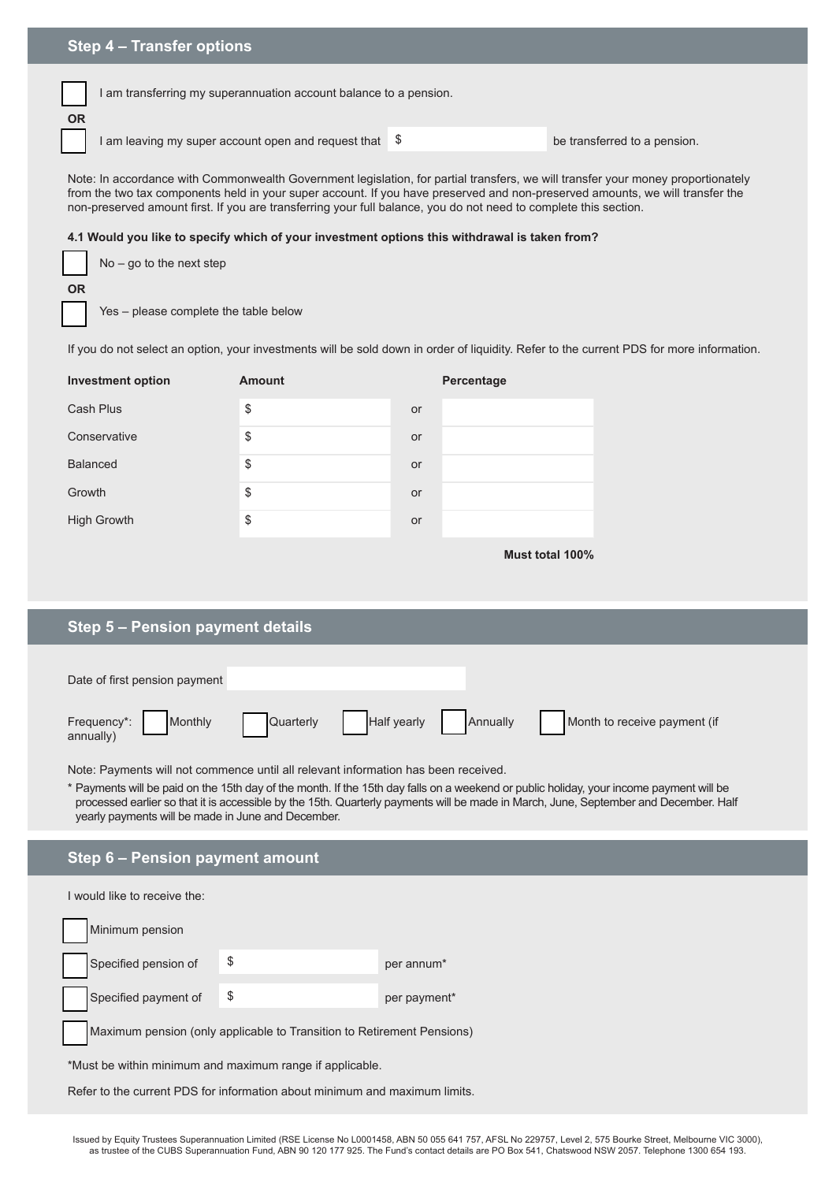## Step 4 – Transfer options

☐ I am transferring my superannuation account balance to a pension.

**OR**

☐ I am leaving my super account open and request that $ ____________ be transferred to a pension.

Note: In accordance with Commonwealth Government legislation, for partial transfers, we will transfer your money proportionately from the two tax components held in your super account. If you have preserved and non-preserved amounts, we will transfer the non-preserved amount first. If you are transferring your full balance, you do not need to complete this section.

**4.1 Would you like to specify which of your investment options this withdrawal is taken from?**

☐ No – go to the next step

**OR**

☐ Yes – please complete the table below

If you do not select an option, your investments will be sold down in order of liquidity. Refer to the current PDS for more information.

| Investment option | Amount | | Percentage |
|---|---|---|---|
| Cash Plus | $ | or | |
| Conservative | $ | or | |
| Balanced | $ | or | |
| Growth | $ | or | |
| High Growth | $ | or | |
| | | | **Must total 100%** |

## Step 5 – Pension payment details

Date of first pension payment ____________

Frequency*: ☐ Monthly ☐ Quarterly ☐ Half yearly ☐ Annually ☐ Month to receive payment (if annually)

Note: Payments will not commence until all relevant information has been received.

* Payments will be paid on the 15th day of the month. If the 15th day falls on a weekend or public holiday, your income payment will be processed earlier so that it is accessible by the 15th. Quarterly payments will be made in March, June, September and December. Half yearly payments will be made in June and December.

## Step 6 – Pension payment amount

I would like to receive the:

☐ Minimum pension

☐ Specified pension of $ ____________ per annum*

☐ Specified payment of $ ____________ per payment*

☐ Maximum pension (only applicable to Transition to Retirement Pensions)

*Must be within minimum and maximum range if applicable.

Refer to the current PDS for information about minimum and maximum limits.

Issued by Equity Trustees Superannuation Limited (RSE License No L0001458, ABN 50 055 641 757, AFSL No 229757, Level 2, 575 Bourke Street, Melbourne VIC 3000), as trustee of the CUBS Superannuation Fund, ABN 90 120 177 925. The Fund's contact details are PO Box 541, Chatswood NSW 2057. Telephone 1300 654 193.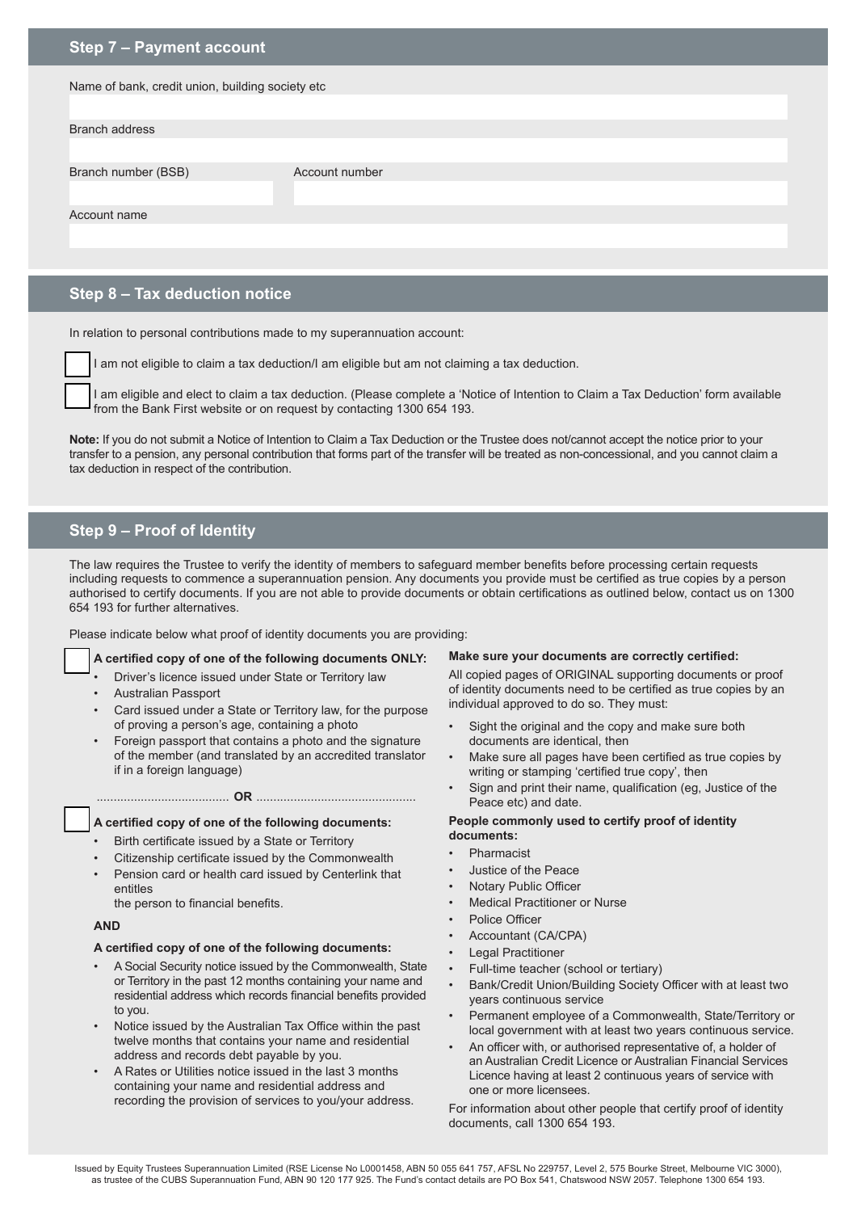## Step 7 – Payment account

Name of bank, credit union, building society etc

Branch address

Branch number (BSB) Account number

Account name

## Step 8 – Tax deduction notice

In relation to personal contributions made to my superannuation account:

☐ I am not eligible to claim a tax deduction/I am eligible but am not claiming a tax deduction.

☐ I am eligible and elect to claim a tax deduction. (Please complete a 'Notice of Intention to Claim a Tax Deduction' form available from the Bank First website or on request by contacting 1300 654 193.

**Note:** If you do not submit a Notice of Intention to Claim a Tax Deduction or the Trustee does not/cannot accept the notice prior to your transfer to a pension, any personal contribution that forms part of the transfer will be treated as non-concessional, and you cannot claim a tax deduction in respect of the contribution.

## Step 9 – Proof of Identity

The law requires the Trustee to verify the identity of members to safeguard member benefits before processing certain requests including requests to commence a superannuation pension. Any documents you provide must be certified as true copies by a person authorised to certify documents. If you are not able to provide documents or obtain certifications as outlined below, contact us on 1300 654 193 for further alternatives.

Please indicate below what proof of identity documents you are providing:

☐ **A certified copy of one of the following documents ONLY:**

- Driver's licence issued under State or Territory law
- Australian Passport
- Card issued under a State or Territory law, for the purpose of proving a person's age, containing a photo
- Foreign passport that contains a photo and the signature of the member (and translated by an accredited translator if in a foreign language)

....................................... **OR** ..............................................

☐ **A certified copy of one of the following documents:**

- Birth certificate issued by a State or Territory
- Citizenship certificate issued by the Commonwealth
- Pension card or health card issued by Centerlink that entitles
  the person to financial benefits.

**AND**

**A certified copy of one of the following documents:**

- A Social Security notice issued by the Commonwealth, State or Territory in the past 12 months containing your name and residential address which records financial benefits provided to you.
- Notice issued by the Australian Tax Office within the past twelve months that contains your name and residential address and records debt payable by you.
- A Rates or Utilities notice issued in the last 3 months containing your name and residential address and recording the provision of services to you/your address.

**Make sure your documents are correctly certified:**

All copied pages of ORIGINAL supporting documents or proof of identity documents need to be certified as true copies by an individual approved to do so. They must:

- Sight the original and the copy and make sure both documents are identical, then
- Make sure all pages have been certified as true copies by writing or stamping 'certified true copy', then
- Sign and print their name, qualification (eg, Justice of the Peace etc) and date.

**People commonly used to certify proof of identity documents:**

- Pharmacist
- Justice of the Peace
- Notary Public Officer
- Medical Practitioner or Nurse
- Police Officer
- Accountant (CA/CPA)
- Legal Practitioner
- Full-time teacher (school or tertiary)
- Bank/Credit Union/Building Society Officer with at least two years continuous service
- Permanent employee of a Commonwealth, State/Territory or local government with at least two years continuous service.
- An officer with, or authorised representative of, a holder of an Australian Credit Licence or Australian Financial Services Licence having at least 2 continuous years of service with one or more licensees.

For information about other people that certify proof of identity documents, call 1300 654 193.

Issued by Equity Trustees Superannuation Limited (RSE License No L0001458, ABN 50 055 641 757, AFSL No 229757, Level 2, 575 Bourke Street, Melbourne VIC 3000), as trustee of the CUBS Superannuation Fund, ABN 90 120 177 925. The Fund's contact details are PO Box 541, Chatswood NSW 2057. Telephone 1300 654 193.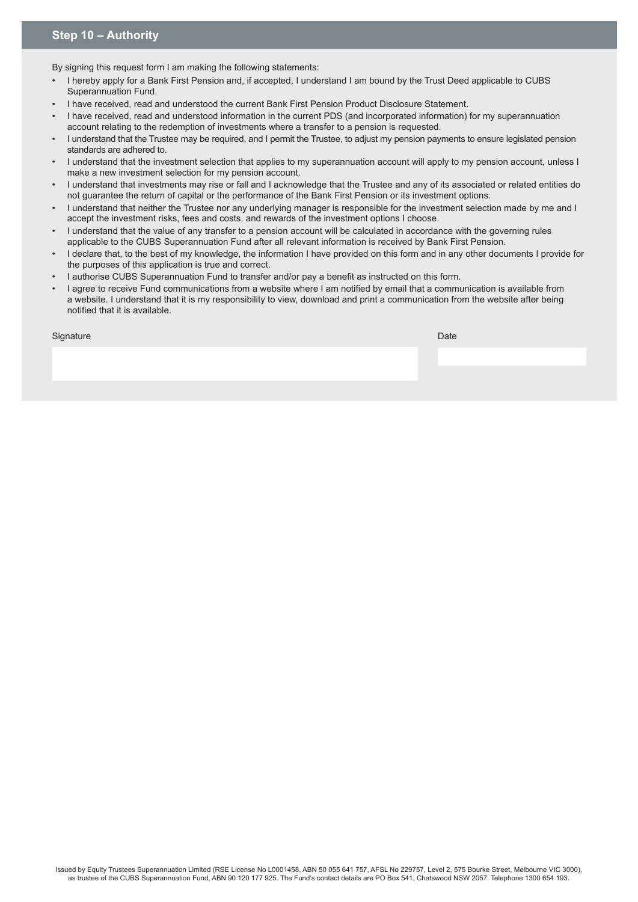## Step 10 – Authority

By signing this request form I am making the following statements:

- I hereby apply for a Bank First Pension and, if accepted, I understand I am bound by the Trust Deed applicable to CUBS Superannuation Fund.
- I have received, read and understood the current Bank First Pension Product Disclosure Statement.
- I have received, read and understood information in the current PDS (and incorporated information) for my superannuation account relating to the redemption of investments where a transfer to a pension is requested.
- I understand that the Trustee may be required, and I permit the Trustee, to adjust my pension payments to ensure legislated pension standards are adhered to.
- I understand that the investment selection that applies to my superannuation account will apply to my pension account, unless I make a new investment selection for my pension account.
- I understand that investments may rise or fall and I acknowledge that the Trustee and any of its associated or related entities do not guarantee the return of capital or the performance of the Bank First Pension or its investment options.
- I understand that neither the Trustee nor any underlying manager is responsible for the investment selection made by me and I accept the investment risks, fees and costs, and rewards of the investment options I choose.
- I understand that the value of any transfer to a pension account will be calculated in accordance with the governing rules applicable to the CUBS Superannuation Fund after all relevant information is received by Bank First Pension.
- I declare that, to the best of my knowledge, the information I have provided on this form and in any other documents I provide for the purposes of this application is true and correct.
- I authorise CUBS Superannuation Fund to transfer and/or pay a benefit as instructed on this form.
- I agree to receive Fund communications from a website where I am notified by email that a communication is available from a website. I understand that it is my responsibility to view, download and print a communication from the website after being notified that it is available.

Signature

Date

Issued by Equity Trustees Superannuation Limited (RSE License No L0001458, ABN 50 055 641 757, AFSL No 229757, Level 2, 575 Bourke Street, Melbourne VIC 3000), as trustee of the CUBS Superannuation Fund, ABN 90 120 177 925. The Fund's contact details are PO Box 541, Chatswood NSW 2057. Telephone 1300 654 193.